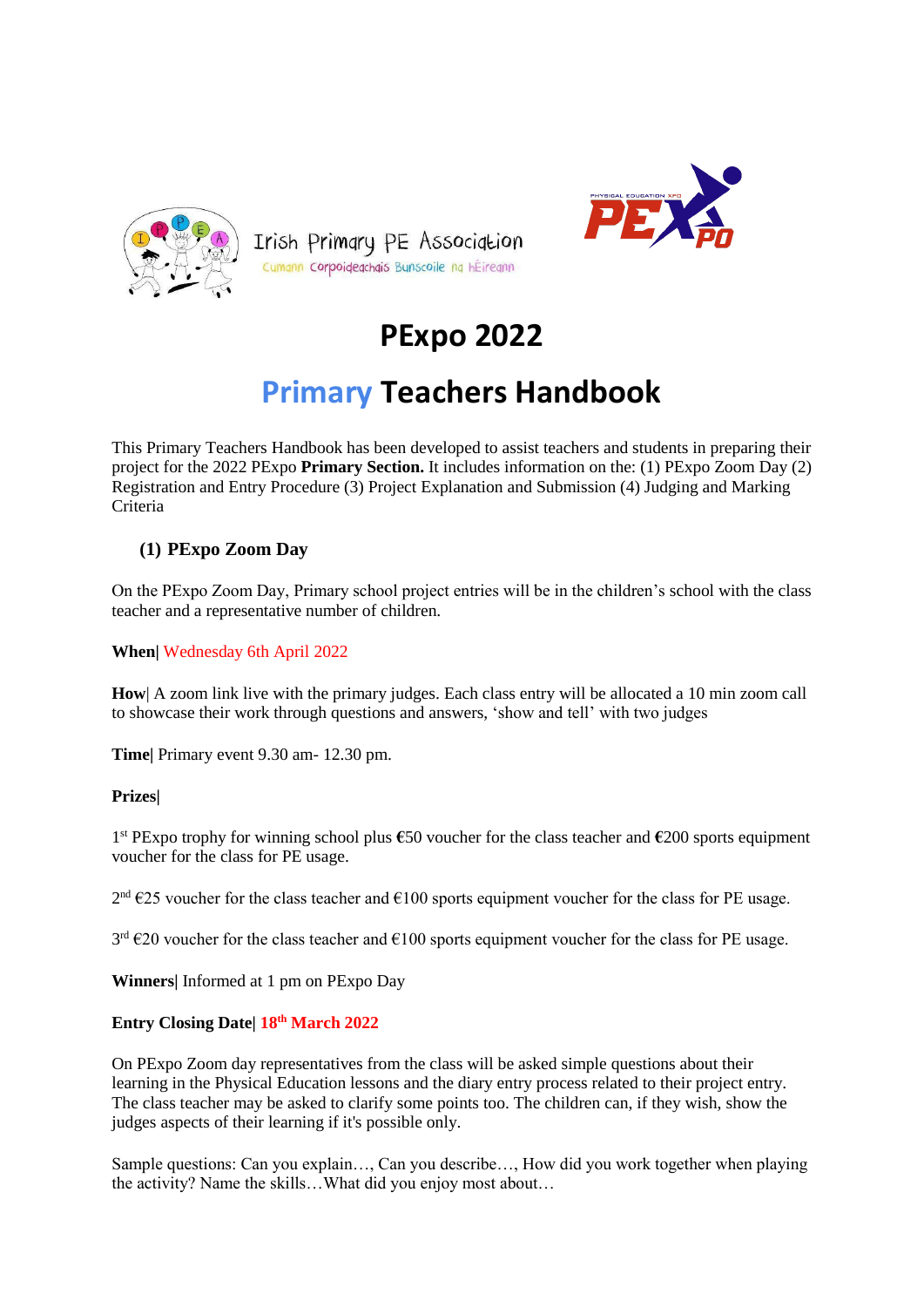Irish Primary PE Association

Cumann Corpoideachais Bunscoile na hÉireann

# PExpo 2022

# Primary Teachers Handbook

This Primary Teachers Handbook has been developed to assist teachers and students in preparing their project for the 2022 PExpo **Primary Section.** It includes information on the: (1) PExpo Zoom Day (2) Registration and Entry Procedure (3) Project Explanation and Submission (4) Judging and Marking Criteria

## (1) PExpo Zoom Day

On the PExpo Zoom Day, Primary school project entries will be in the children's school with the class teacher and a representative number of children.

**When|** Wednesday 6th April 2022

**How|** A zoom link live with the primary judges. Each class entry will be allocated a 10 min zoom call to showcase their work through questions and answers, 'show and tell' with two judges

**Time|** Primary event 9.30 am- 12.30 pm.

**Prizes|**

1st PExpo trophy for winning school plus **€**50 voucher for the class teacher and **€**200 sports equipment voucher for the class for PE usage.

2nd €25 voucher for the class teacher and €100 sports equipment voucher for the class for PE usage.

3rd €20 voucher for the class teacher and €100 sports equipment voucher for the class for PE usage.

**Winners|** Informed at 1 pm on PExpo Day

**Entry Closing Date| 18th March 2022**

On PExpo Zoom day representatives from the class will be asked simple questions about their learning in the Physical Education lessons and the diary entry process related to their project entry. The class teacher may be asked to clarify some points too. The children can, if they wish, show the judges aspects of their learning if it's possible only.

Sample questions: Can you explain…, Can you describe…, How did you work together when playing the activity? Name the skills…What did you enjoy most about…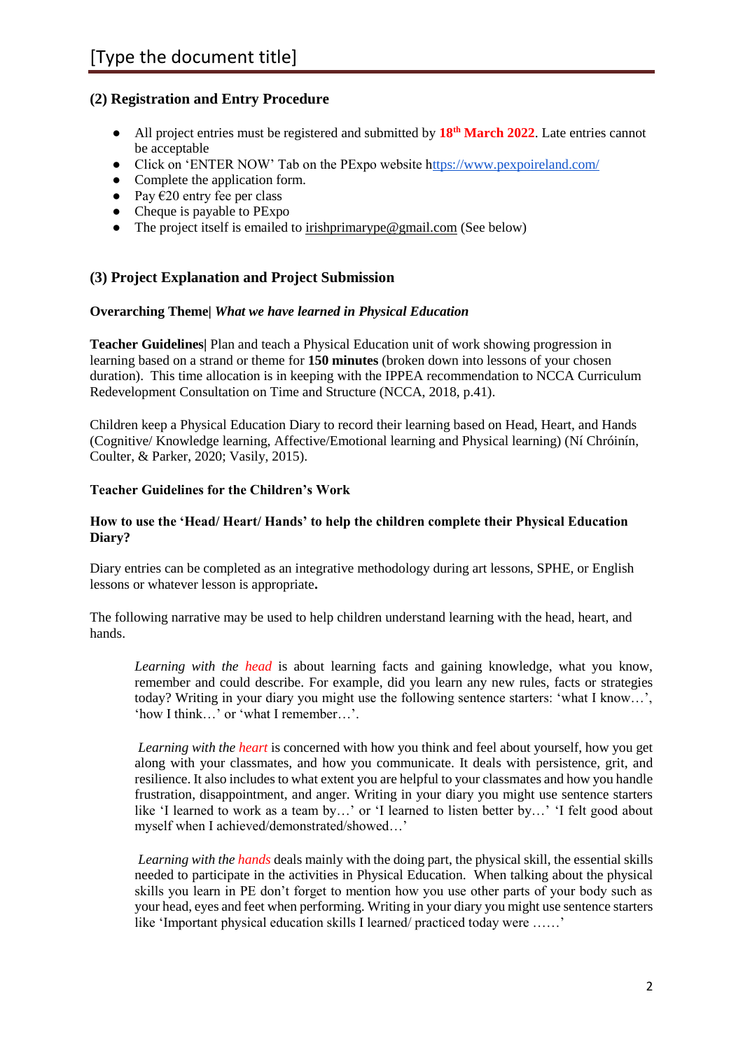## (2) Registration and Entry Procedure

- All project entries must be registered and submitted by **18th March 2022**. Late entries cannot be acceptable
- Click on 'ENTER NOW' Tab on the PExpo website https://www.pexpoireland.com/
- Complete the application form.
- Pay €20 entry fee per class
- Cheque is payable to PExpo
- The project itself is emailed to irishprimarype@gmail.com (See below)

## (3) Project Explanation and Project Submission

**Overarching Theme|** ***What we have learned in Physical Education***

**Teacher Guidelines|** Plan and teach a Physical Education unit of work showing progression in learning based on a strand or theme for **150 minutes** (broken down into lessons of your chosen duration). This time allocation is in keeping with the IPPEA recommendation to NCCA Curriculum Redevelopment Consultation on Time and Structure (NCCA, 2018, p.41).

Children keep a Physical Education Diary to record their learning based on Head, Heart, and Hands (Cognitive/ Knowledge learning, Affective/Emotional learning and Physical learning) (Ní Chróinín, Coulter, & Parker, 2020; Vasily, 2015).

**Teacher Guidelines for the Children's Work**

**How to use the 'Head/ Heart/ Hands' to help the children complete their Physical Education Diary?**

Diary entries can be completed as an integrative methodology during art lessons, SPHE, or English lessons or whatever lesson is appropriate**.**

The following narrative may be used to help children understand learning with the head, heart, and hands.

> *Learning with the head* is about learning facts and gaining knowledge, what you know, remember and could describe. For example, did you learn any new rules, facts or strategies today? Writing in your diary you might use the following sentence starters: 'what I know…', 'how I think…' or 'what I remember…'.
>
> *Learning with the heart* is concerned with how you think and feel about yourself, how you get along with your classmates, and how you communicate. It deals with persistence, grit, and resilience. It also includes to what extent you are helpful to your classmates and how you handle frustration, disappointment, and anger. Writing in your diary you might use sentence starters like 'I learned to work as a team by…' or 'I learned to listen better by…' 'I felt good about myself when I achieved/demonstrated/showed…'
>
> *Learning with the hands* deals mainly with the doing part, the physical skill, the essential skills needed to participate in the activities in Physical Education. When talking about the physical skills you learn in PE don't forget to mention how you use other parts of your body such as your head, eyes and feet when performing. Writing in your diary you might use sentence starters like 'Important physical education skills I learned/ practiced today were ……'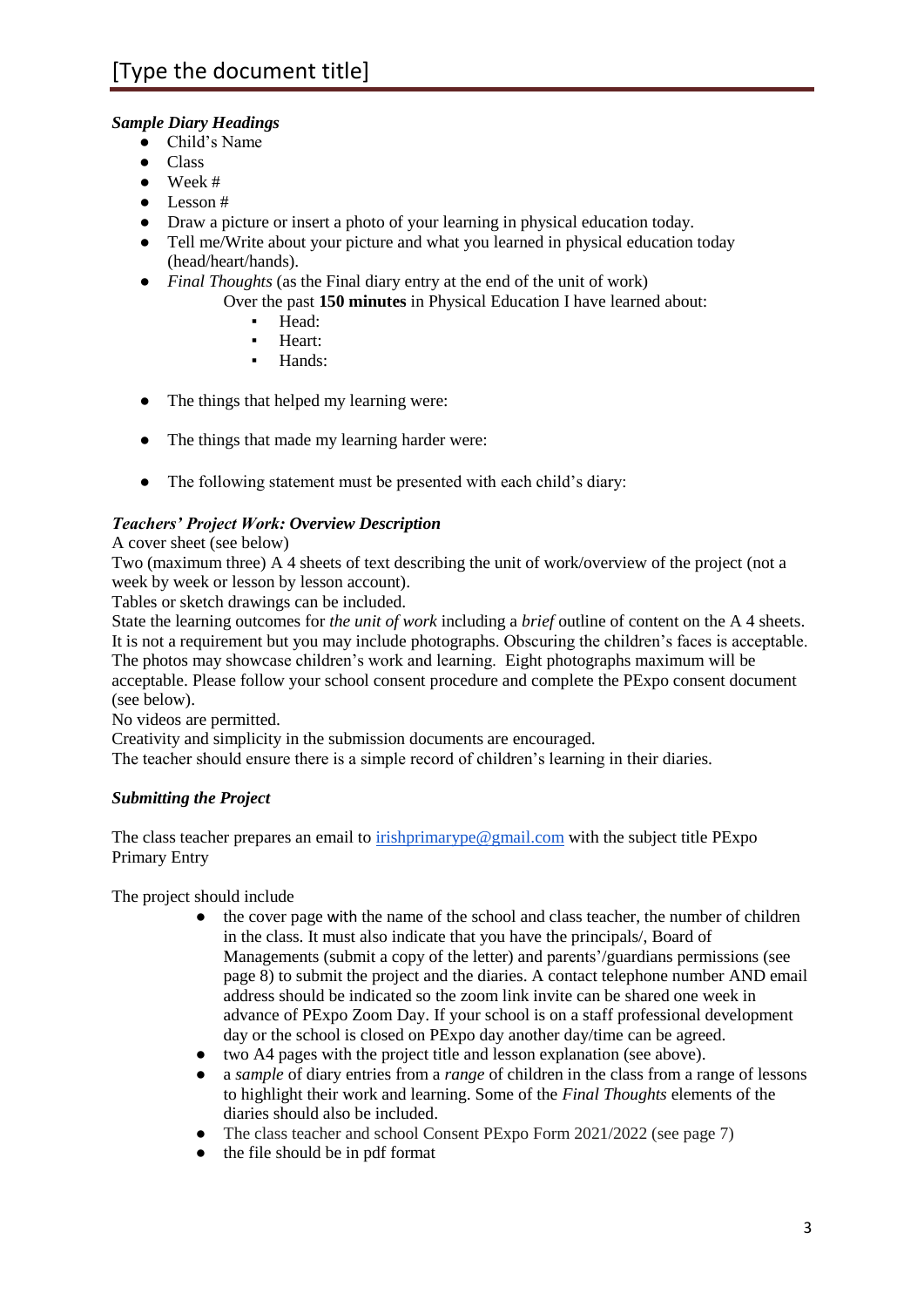***Sample Diary Headings***

- Child's Name
- Class
- Week #
- Lesson #
- Draw a picture or insert a photo of your learning in physical education today.
- Tell me/Write about your picture and what you learned in physical education today (head/heart/hands).
- *Final Thoughts* (as the Final diary entry at the end of the unit of work)

  Over the past **150 minutes** in Physical Education I have learned about:
    - Head:
    - Heart:
    - Hands:

- The things that helped my learning were:

- The things that made my learning harder were:

- The following statement must be presented with each child's diary:

***Teachers' Project Work: Overview Description***

A cover sheet (see below)

Two (maximum three) A 4 sheets of text describing the unit of work/overview of the project (not a week by week or lesson by lesson account).

Tables or sketch drawings can be included.

State the learning outcomes for *the unit of work* including a *brief* outline of content on the A 4 sheets.

It is not a requirement but you may include photographs. Obscuring the children's faces is acceptable. The photos may showcase children's work and learning. Eight photographs maximum will be acceptable. Please follow your school consent procedure and complete the PExpo consent document (see below).

No videos are permitted.

Creativity and simplicity in the submission documents are encouraged.

The teacher should ensure there is a simple record of children's learning in their diaries.

***Submitting the Project***

The class teacher prepares an email to irishprimarype@gmail.com with the subject title PExpo Primary Entry

The project should include

- the cover page with the name of the school and class teacher, the number of children in the class. It must also indicate that you have the principals/, Board of Managements (submit a copy of the letter) and parents'/guardians permissions (see page 8) to submit the project and the diaries. A contact telephone number AND email address should be indicated so the zoom link invite can be shared one week in advance of PExpo Zoom Day. If your school is on a staff professional development day or the school is closed on PExpo day another day/time can be agreed.
- two A4 pages with the project title and lesson explanation (see above).
- a *sample* of diary entries from a *range* of children in the class from a range of lessons to highlight their work and learning. Some of the *Final Thoughts* elements of the diaries should also be included.
- The class teacher and school Consent PExpo Form 2021/2022 (see page 7)
- the file should be in pdf format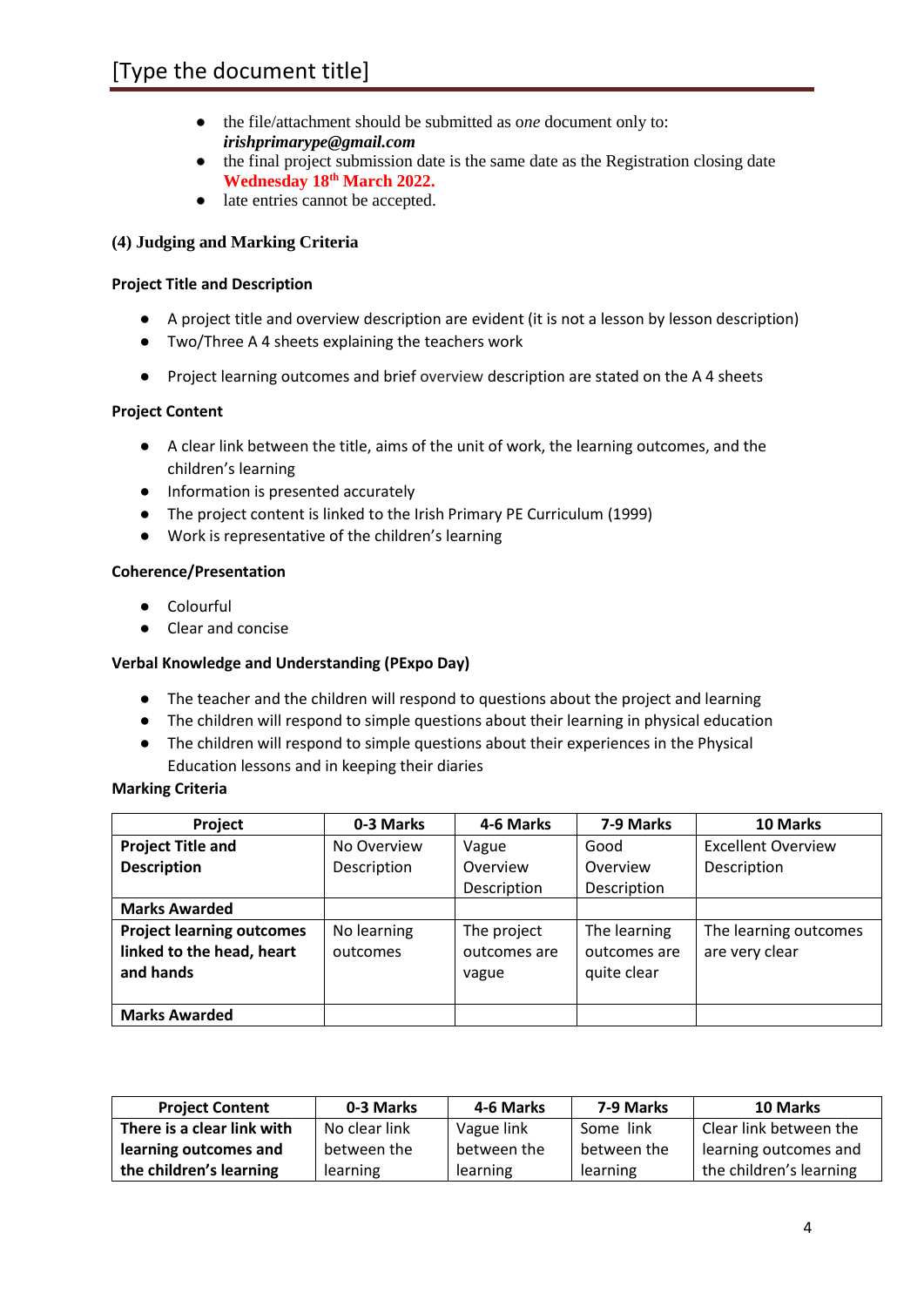- the file/attachment should be submitted as *one* document only to: ***irishprimarype@gmail.com***
- the final project submission date is the same date as the Registration closing date **Wednesday 18th March 2022.**
- late entries cannot be accepted.

**(4) Judging and Marking Criteria**

**Project Title and Description**

- A project title and overview description are evident (it is not a lesson by lesson description)
- Two/Three A 4 sheets explaining the teachers work
- Project learning outcomes and brief overview description are stated on the A 4 sheets

**Project Content**

- A clear link between the title, aims of the unit of work, the learning outcomes, and the children's learning
- Information is presented accurately
- The project content is linked to the Irish Primary PE Curriculum (1999)
- Work is representative of the children's learning

**Coherence/Presentation**

- Colourful
- Clear and concise

**Verbal Knowledge and Understanding (PExpo Day)**

- The teacher and the children will respond to questions about the project and learning
- The children will respond to simple questions about their learning in physical education
- The children will respond to simple questions about their experiences in the Physical Education lessons and in keeping their diaries

**Marking Criteria**

| Project | 0-3 Marks | 4-6 Marks | 7-9 Marks | 10 Marks |
|---|---|---|---|---|
| **Project Title and Description** | No Overview Description | Vague Overview Description | Good Overview Description | Excellent Overview Description |
| **Marks Awarded** | | | | |
| **Project learning outcomes linked to the head, heart and hands** | No learning outcomes | The project outcomes are vague | The learning outcomes are quite clear | The learning outcomes are very clear |
| **Marks Awarded** | | | | |

| Project Content | 0-3 Marks | 4-6 Marks | 7-9 Marks | 10 Marks |
|---|---|---|---|---|
| **There is a clear link with learning outcomes and the children's learning** | No clear link between the learning | Vague link between the learning | Some link between the learning | Clear link between the learning outcomes and the children's learning |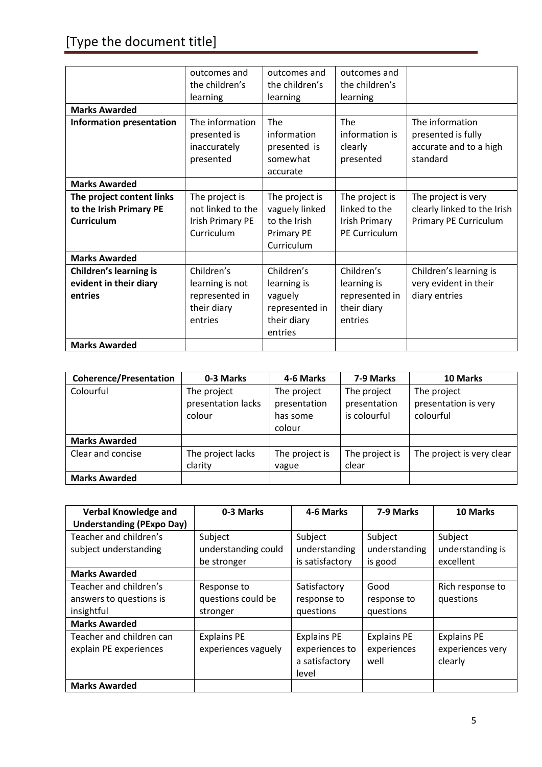| | | | | |
|---|---|---|---|---|
| | outcomes and the children's learning | outcomes and the children's learning | outcomes and the children's learning | |
| **Marks Awarded** | | | | |
| **Information presentation** | The information presented is inaccurately presented | The information presented is somewhat accurate | The information is clearly presented | The information presented is fully accurate and to a high standard |
| **Marks Awarded** | | | | |
| **The project content links to the Irish Primary PE Curriculum** | The project is not linked to the Irish Primary PE Curriculum | The project is vaguely linked to the Irish Primary PE Curriculum | The project is linked to the Irish Primary PE Curriculum | The project is very clearly linked to the Irish Primary PE Curriculum |
| **Marks Awarded** | | | | |
| **Children's learning is evident in their diary entries** | Children's learning is not represented in their diary entries | Children's learning is vaguely represented in their diary entries | Children's learning is represented in their diary entries | Children's learning is very evident in their diary entries |
| **Marks Awarded** | | | | |

| Coherence/Presentation | 0-3 Marks | 4-6 Marks | 7-9 Marks | 10 Marks |
|---|---|---|---|---|
| Colourful | The project presentation lacks colour | The project presentation has some colour | The project presentation is colourful | The project presentation is very colourful |
| **Marks Awarded** | | | | |
| Clear and concise | The project lacks clarity | The project is vague | The project is clear | The project is very clear |
| **Marks Awarded** | | | | |

| Verbal Knowledge and Understanding (PExpo Day) | 0-3 Marks | 4-6 Marks | 7-9 Marks | 10 Marks |
|---|---|---|---|---|
| Teacher and children's subject understanding | Subject understanding could be stronger | Subject understanding is satisfactory | Subject understanding is good | Subject understanding is excellent |
| **Marks Awarded** | | | | |
| Teacher and children's answers to questions is insightful | Response to questions could be stronger | Satisfactory response to questions | Good response to questions | Rich response to questions |
| **Marks Awarded** | | | | |
| Teacher and children can explain PE experiences | Explains PE experiences vaguely | Explains PE experiences to a satisfactory level | Explains PE experiences well | Explains PE experiences very clearly |
| **Marks Awarded** | | | | |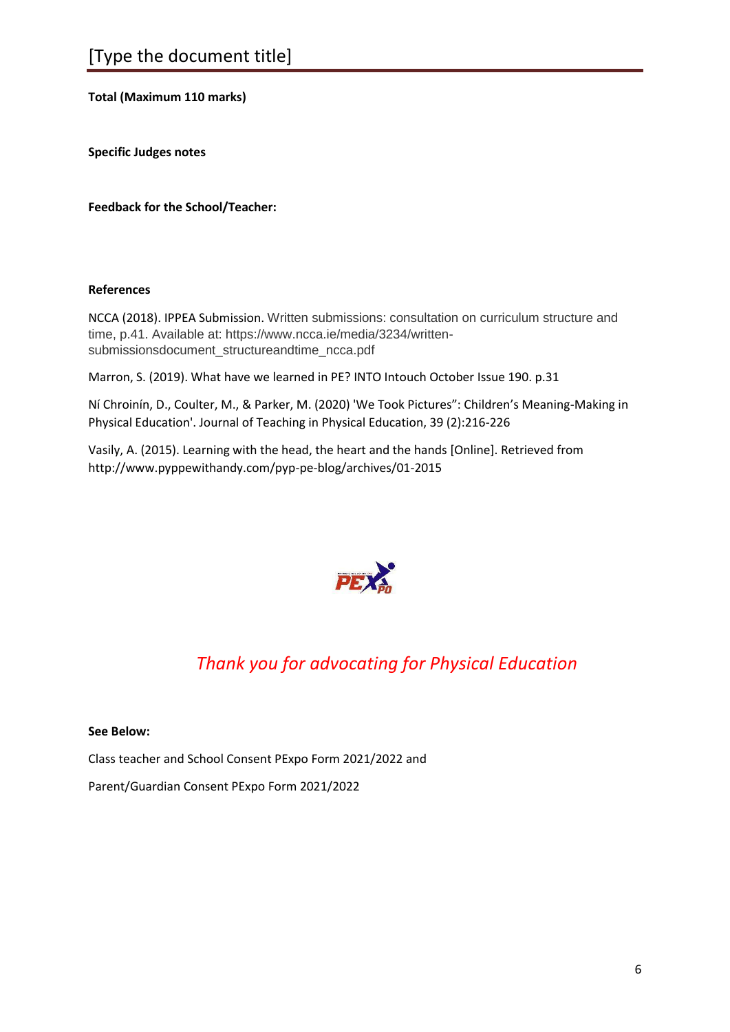**Total (Maximum 110 marks)**

**Specific Judges notes**

**Feedback for the School/Teacher:**

**References**

NCCA (2018). IPPEA Submission. Written submissions: consultation on curriculum structure and time, p.41. Available at: https://www.ncca.ie/media/3234/written-submissionsdocument_structureandtime_ncca.pdf

Marron, S. (2019). What have we learned in PE? INTO Intouch October Issue 190. p.31

Ní Chroinín, D., Coulter, M., & Parker, M. (2020) 'We Took Pictures": Children's Meaning-Making in Physical Education'. Journal of Teaching in Physical Education, 39 (2):216-226

Vasily, A. (2015). Learning with the head, the heart and the hands [Online]. Retrieved from http://www.pyppewithandy.com/pyp-pe-blog/archives/01-2015

*Thank you for advocating for Physical Education*

**See Below:**

Class teacher and School Consent PExpo Form 2021/2022 and

Parent/Guardian Consent PExpo Form 2021/2022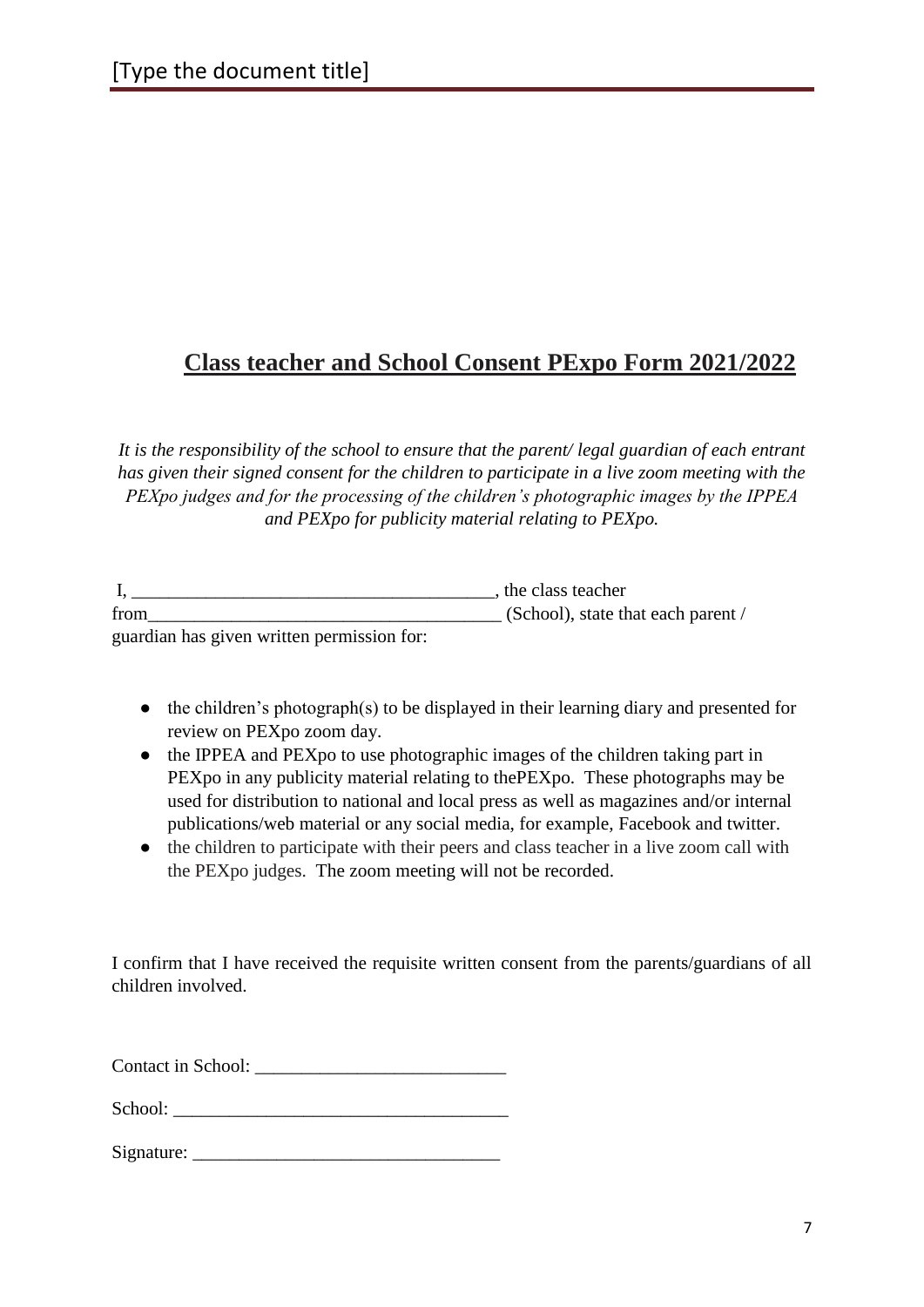## **Class teacher and School Consent PExpo Form 2021/2022**

*It is the responsibility of the school to ensure that the parent/ legal guardian of each entrant has given their signed consent for the children to participate in a live zoom meeting with the PEXpo judges and for the processing of the children's photographic images by the IPPEA and PEXpo for publicity material relating to PEXpo.*

I, _______________________________________, the class teacher from_______________________________________ (School), state that each parent / guardian has given written permission for:

- the children's photograph(s) to be displayed in their learning diary and presented for review on PEXpo zoom day.
- the IPPEA and PEXpo to use photographic images of the children taking part in PEXpo in any publicity material relating to thePEXpo. These photographs may be used for distribution to national and local press as well as magazines and/or internal publications/web material or any social media, for example, Facebook and twitter.
- the children to participate with their peers and class teacher in a live zoom call with the PEXpo judges. The zoom meeting will not be recorded.

I confirm that I have received the requisite written consent from the parents/guardians of all children involved.

Contact in School: ___________________________

School: _____________________________________

Signature: _________________________________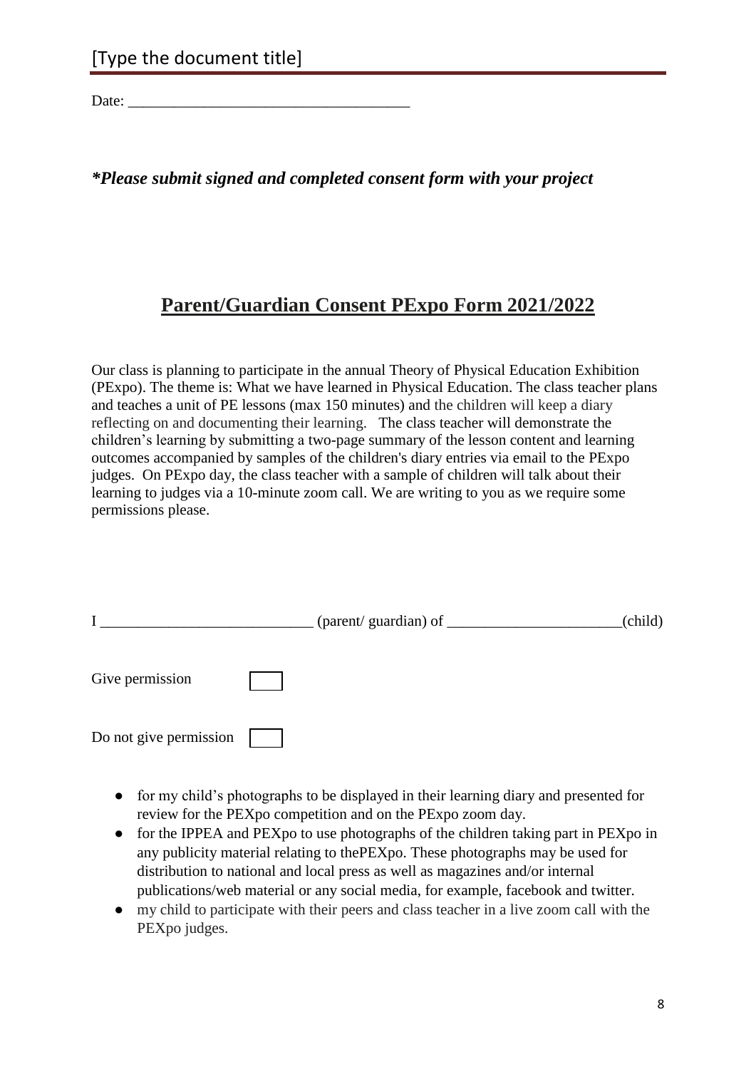[Type the document title]

Date: ___________________________________

***Please submit signed and completed consent form with your project**

## Parent/Guardian Consent PExpo Form 2021/2022

Our class is planning to participate in the annual Theory of Physical Education Exhibition (PExpo). The theme is: What we have learned in Physical Education. The class teacher plans and teaches a unit of PE lessons (max 150 minutes) and the children will keep a diary reflecting on and documenting their learning. The class teacher will demonstrate the children's learning by submitting a two-page summary of the lesson content and learning outcomes accompanied by samples of the children's diary entries via email to the PExpo judges. On PExpo day, the class teacher with a sample of children will talk about their learning to judges via a 10-minute zoom call. We are writing to you as we require some permissions please.

I ___________________________ (parent/ guardian) of ______________________(child)

Give permission ☐

Do not give permission ☐

- for my child's photographs to be displayed in their learning diary and presented for review for the PEXpo competition and on the PExpo zoom day.
- for the IPPEA and PEXpo to use photographs of the children taking part in PEXpo in any publicity material relating to thePEXpo. These photographs may be used for distribution to national and local press as well as magazines and/or internal publications/web material or any social media, for example, facebook and twitter.
- my child to participate with their peers and class teacher in a live zoom call with the PEXpo judges.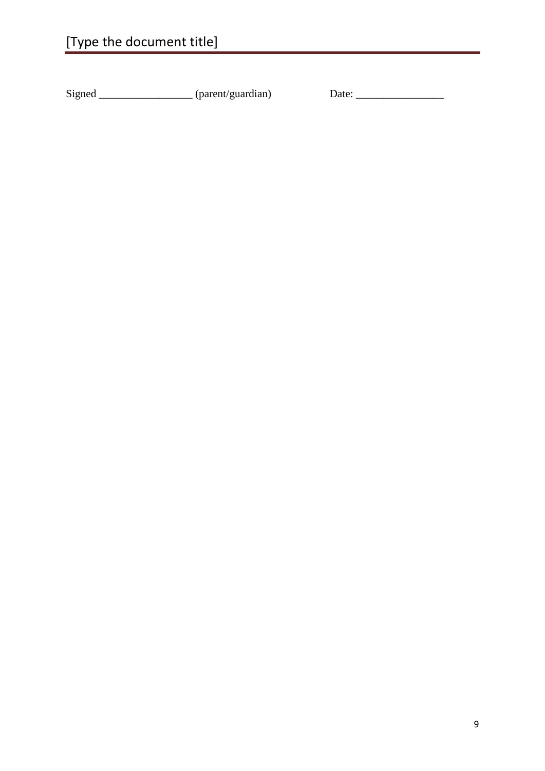Signed _________________ (parent/guardian)                Date: ________________